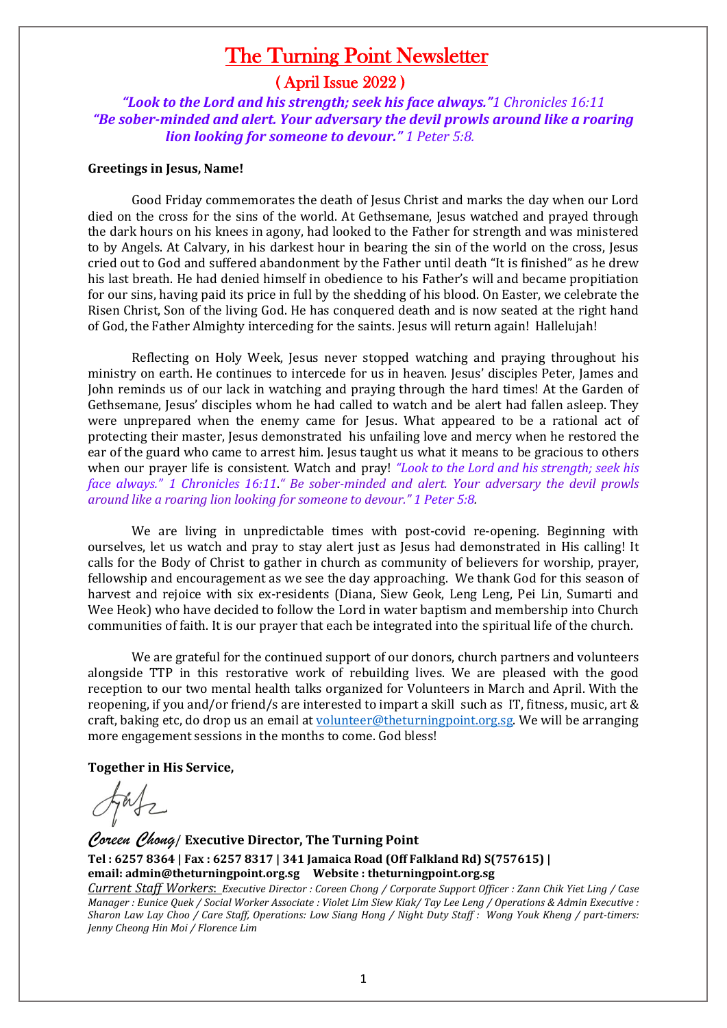# The Turning Point Newsletter

## ( April Issue 2022 )

***"Look to the Lord and his strength; seek his face always."*** *1 Chronicles 16:11*
***"Be sober-minded and alert. Your adversary the devil prowls around like a roaring lion looking for someone to devour."*** *1 Peter 5:8.*

**Greetings in Jesus, Name!**

Good Friday commemorates the death of Jesus Christ and marks the day when our Lord died on the cross for the sins of the world. At Gethsemane, Jesus watched and prayed through the dark hours on his knees in agony, had looked to the Father for strength and was ministered to by Angels. At Calvary, in his darkest hour in bearing the sin of the world on the cross, Jesus cried out to God and suffered abandonment by the Father until death "It is finished" as he drew his last breath. He had denied himself in obedience to his Father's will and became propitiation for our sins, having paid its price in full by the shedding of his blood. On Easter, we celebrate the Risen Christ, Son of the living God. He has conquered death and is now seated at the right hand of God, the Father Almighty interceding for the saints. Jesus will return again! Hallelujah!

Reflecting on Holy Week, Jesus never stopped watching and praying throughout his ministry on earth. He continues to intercede for us in heaven. Jesus' disciples Peter, James and John reminds us of our lack in watching and praying through the hard times! At the Garden of Gethsemane, Jesus' disciples whom he had called to watch and be alert had fallen asleep. They were unprepared when the enemy came for Jesus. What appeared to be a rational act of protecting their master, Jesus demonstrated his unfailing love and mercy when he restored the ear of the guard who came to arrest him. Jesus taught us what it means to be gracious to others when our prayer life is consistent. Watch and pray! *"Look to the Lord and his strength; seek his face always." 1 Chronicles 16:11*." *Be sober-minded and alert. Your adversary the devil prowls around like a roaring lion looking for someone to devour." 1 Peter 5:8*.

We are living in unpredictable times with post-covid re-opening. Beginning with ourselves, let us watch and pray to stay alert just as Jesus had demonstrated in His calling! It calls for the Body of Christ to gather in church as community of believers for worship, prayer, fellowship and encouragement as we see the day approaching. We thank God for this season of harvest and rejoice with six ex-residents (Diana, Siew Geok, Leng Leng, Pei Lin, Sumarti and Wee Heok) who have decided to follow the Lord in water baptism and membership into Church communities of faith. It is our prayer that each be integrated into the spiritual life of the church.

We are grateful for the continued support of our donors, church partners and volunteers alongside TTP in this restorative work of rebuilding lives. We are pleased with the good reception to our two mental health talks organized for Volunteers in March and April. With the reopening, if you and/or friend/s are interested to impart a skill such as IT, fitness, music, art & craft, baking etc, do drop us an email at volunteer@theturningpoint.org.sg. We will be arranging more engagement sessions in the months to come. God bless!

**Together in His Service,**

*Coreen Chong*/ **Executive Director, The Turning Point**

**Tel : 6257 8364 | Fax : 6257 8317 | 341 Jamaica Road (Off Falkland Rd) S(757615) | email: admin@theturningpoint.org.sg Website : theturningpoint.org.sg**

*Current Staff Workers: Executive Director : Coreen Chong / Corporate Support Officer : Zann Chik Yiet Ling / Case Manager : Eunice Quek / Social Worker Associate : Violet Lim Siew Kiak/ Tay Lee Leng / Operations & Admin Executive : Sharon Law Lay Choo / Care Staff, Operations: Low Siang Hong / Night Duty Staff : Wong Youk Kheng / part-timers: Jenny Cheong Hin Moi / Florence Lim*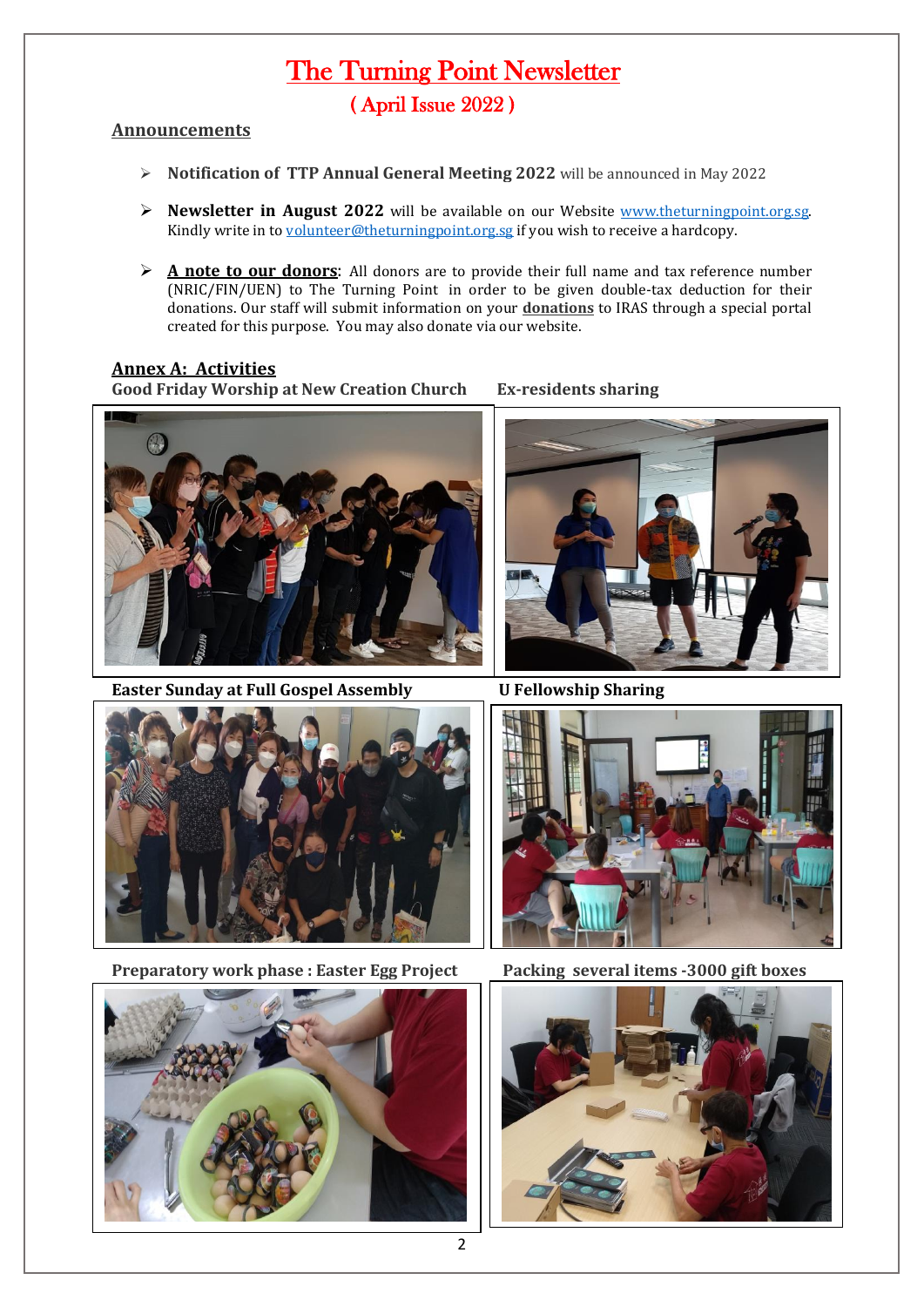# The Turning Point Newsletter

## ( April Issue 2022 )

## Announcements

- **Notification of TTP Annual General Meeting 2022** will be announced in May 2022
- **Newsletter in August 2022** will be available on our Website www.theturningpoint.org.sg. Kindly write in to volunteer@theturningpoint.org.sg if you wish to receive a hardcopy.
- **A note to our donors**: All donors are to provide their full name and tax reference number (NRIC/FIN/UEN) to The Turning Point in order to be given double-tax deduction for their donations. Our staff will submit information on your **donations** to IRAS through a special portal created for this purpose. You may also donate via our website.

## Annex A: Activities

**Good Friday Worship at New Creation Church**

**Ex-residents sharing**

**Easter Sunday at Full Gospel Assembly**

**U Fellowship Sharing**

**Preparatory work phase : Easter Egg Project**

**Packing several items -3000 gift boxes**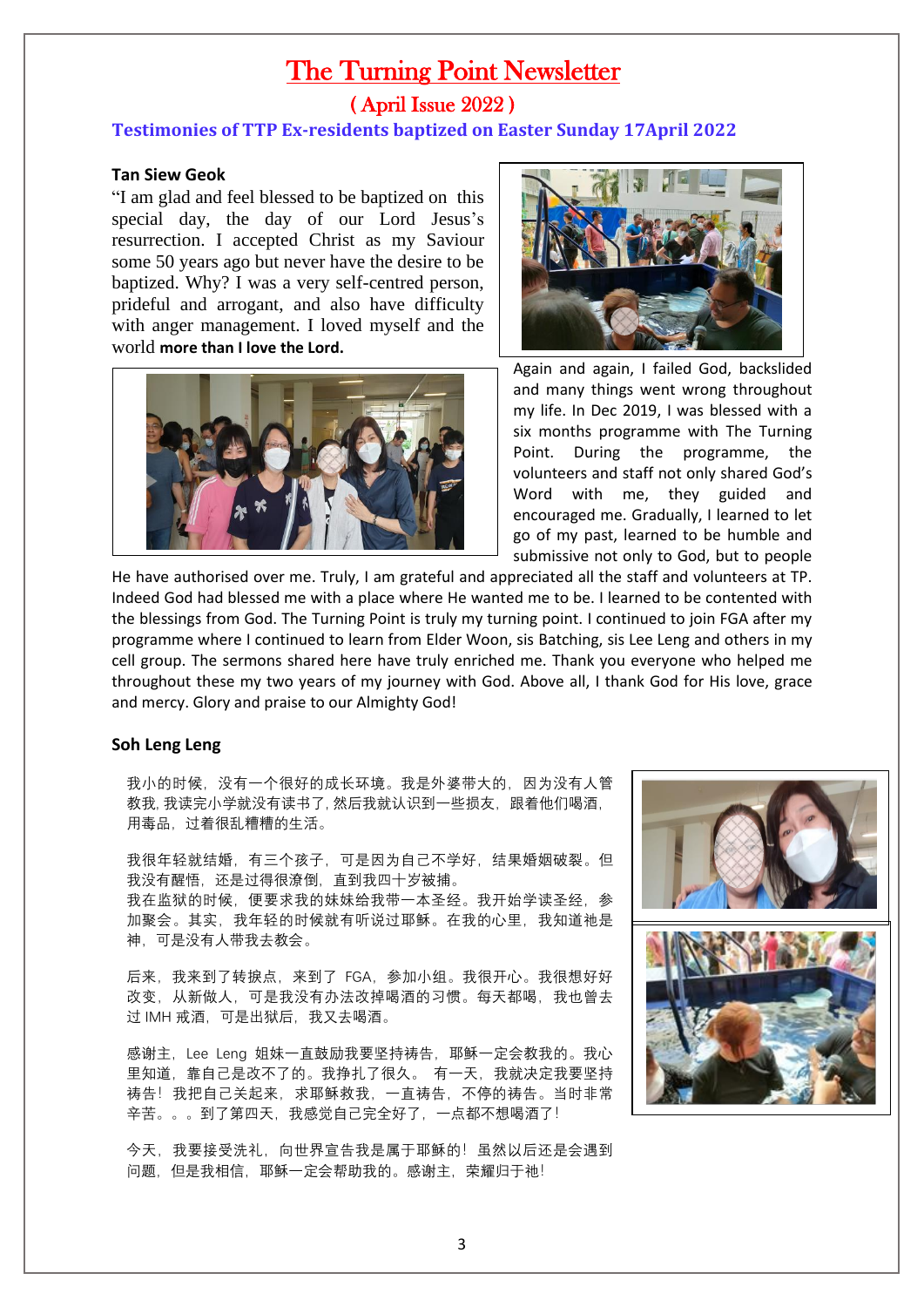# The Turning Point Newsletter

## ( April Issue 2022 )

### Testimonies of TTP Ex-residents baptized on Easter Sunday 17April 2022

**Tan Siew Geok**

"I am glad and feel blessed to be baptized on this special day, the day of our Lord Jesus's resurrection. I accepted Christ as my Saviour some 50 years ago but never have the desire to be baptized. Why? I was a very self-centred person, prideful and arrogant, and also have difficulty with anger management. I loved myself and the world more than I love the Lord.

Again and again, I failed God, backslided and many things went wrong throughout my life. In Dec 2019, I was blessed with a six months programme with The Turning Point. During the programme, the volunteers and staff not only shared God's Word with me, they guided and encouraged me. Gradually, I learned to let go of my past, learned to be humble and submissive not only to God, but to people He have authorised over me. Truly, I am grateful and appreciated all the staff and volunteers at TP. Indeed God had blessed me with a place where He wanted me to be. I learned to be contented with the blessings from God. The Turning Point is truly my turning point. I continued to join FGA after my programme where I continued to learn from Elder Woon, sis Batching, sis Lee Leng and others in my cell group. The sermons shared here have truly enriched me. Thank you everyone who helped me throughout these my two years of my journey with God. Above all, I thank God for His love, grace and mercy. Glory and praise to our Almighty God!

**Soh Leng Leng**

我小的时候，没有一个很好的成长环境。我是外婆带大的，因为没有人管教我，我读完小学就没有读书了，然后我就认识到一些损友，跟着他们喝酒，用毒品，过着很乱糟糟的生活。

我很年轻就结婚，有三个孩子，可是因为自己不学好，结果婚姻破裂。但我没有醒悟，还是过得很潦倒，直到我四十岁被捕。
我在监狱的时候，便要求我的妹妹给我带一本圣经。我开始学读圣经，参加聚会。其实，我年轻的时候就有听说过耶稣。在我的心里，我知道祂是神，可是没有人带我去教会。

后来，我来到了转捩点，来到了 FGA，参加小组。我很开心。我很想好好改变，从新做人，可是我没有办法改掉喝酒的习惯。每天都喝，我也曾去过 IMH 戒酒，可是出狱后，我又去喝酒。

感谢主，Lee Leng 姐妹一直鼓励我要坚持祷告，耶稣一定会教我的。我心里知道，靠自己是改不了的。我挣扎了很久。 有一天，我就决定我要坚持祷告！我把自己关起来，求耶稣救我，一直祷告，不停的祷告。当时非常辛苦。。。到了第四天，我感觉自己完全好了，一点都不想喝酒了！

今天，我要接受洗礼，向世界宣告我是属于耶稣的！虽然以后还是会遇到问题，但是我相信，耶稣一定会帮助我的。感谢主，荣耀归于祂！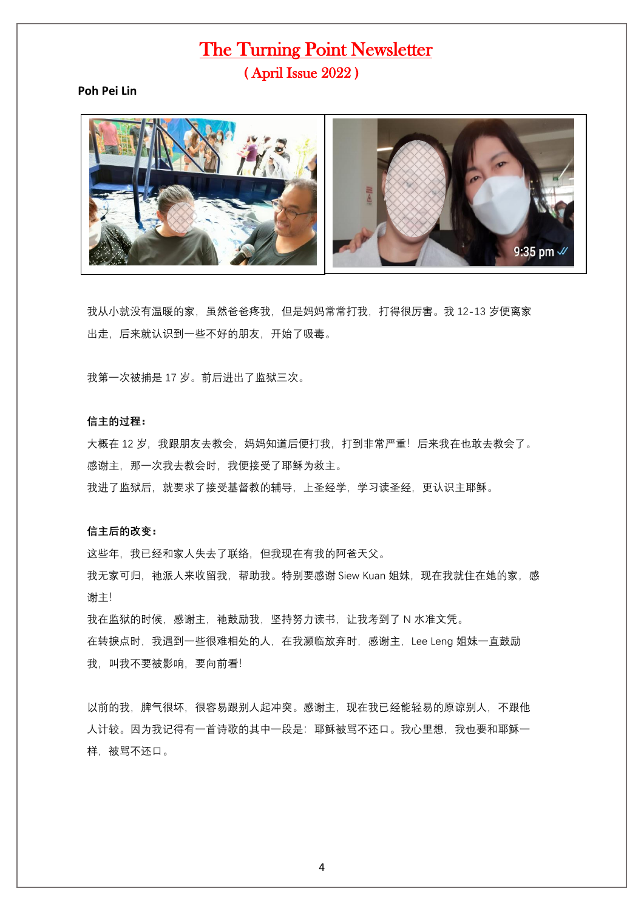# The Turning Point Newsletter

## ( April Issue 2022 )

**Poh Pei Lin**

我从小就没有温暖的家，虽然爸爸疼我，但是妈妈常常打我，打得很厉害。我 12-13 岁便离家出走，后来就认识到一些不好的朋友，开始了吸毒。

我第一次被捕是 17 岁。前后进出了监狱三次。

**信主的过程：**

大概在 12 岁，我跟朋友去教会，妈妈知道后便打我，打到非常严重！后来我在也敢去教会了。感谢主，那一次我去教会时，我便接受了耶稣为救主。

我进了监狱后，就要求了接受基督教的辅导，上圣经学，学习读圣经，更认识主耶稣。

**信主后的改变：**

这些年，我已经和家人失去了联络，但我现在有我的阿爸天父。

我无家可归，祂派人来收留我，帮助我。特别要感谢 Siew Kuan 姐妹，现在我就住在她的家，感谢主！

我在监狱的时候，感谢主，祂鼓励我，坚持努力读书，让我考到了 N 水准文凭。

在转捩点时，我遇到一些很难相处的人，在我濒临放弃时，感谢主，Lee Leng 姐妹一直鼓励我，叫我不要被影响，要向前看！

以前的我，脾气很坏，很容易跟别人起冲突。感谢主，现在我已经能轻易的原谅别人，不跟他人计较。因为我记得有一首诗歌的其中一段是：耶稣被骂不还口。我心里想，我也要和耶稣一样，被骂不还口。